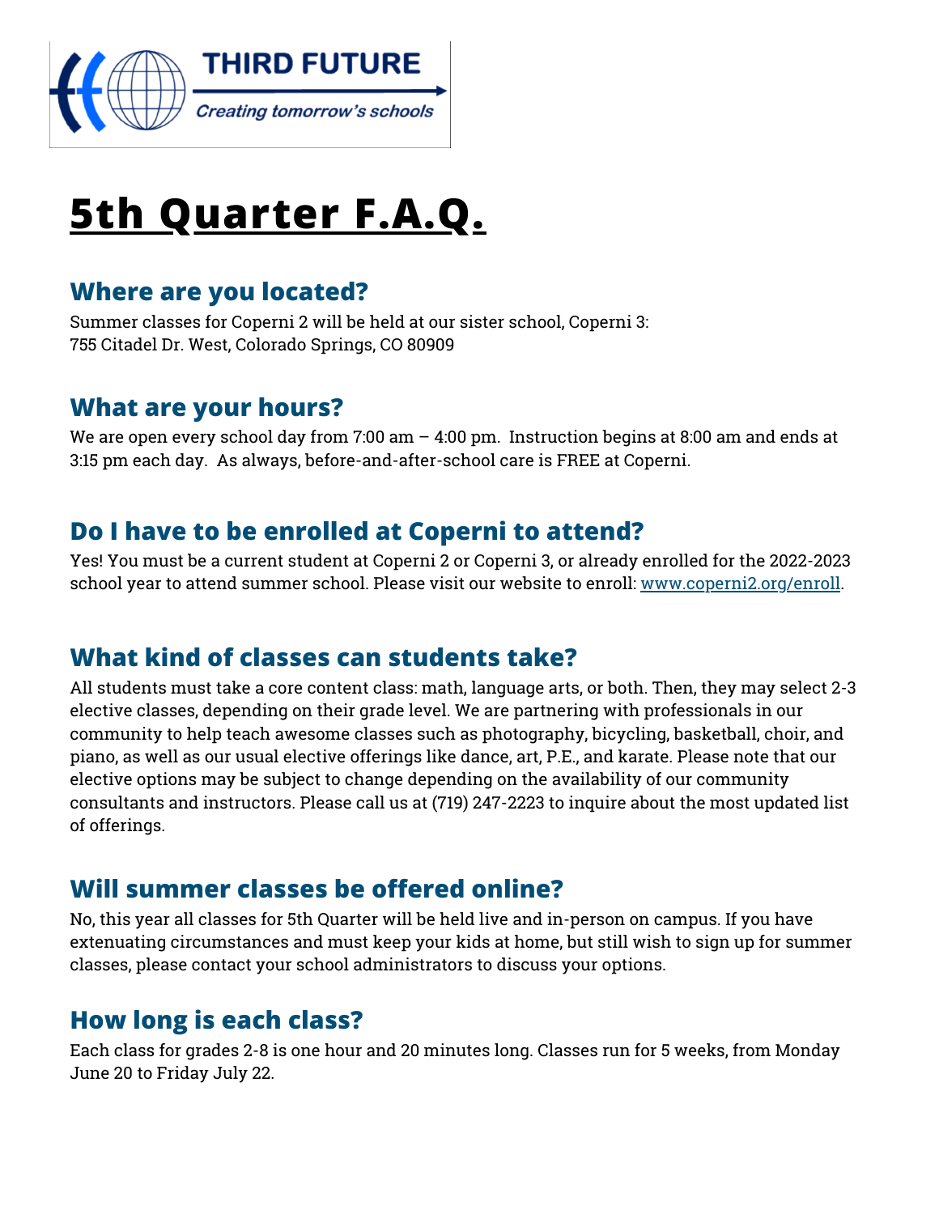THIRD FUTURE

*Creating tomorrow's schools*

# 5th Quarter F.A.Q.

## Where are you located?

Summer classes for Coperni 2 will be held at our sister school, Coperni 3:
755 Citadel Dr. West, Colorado Springs, CO 80909

## What are your hours?

We are open every school day from 7:00 am – 4:00 pm. Instruction begins at 8:00 am and ends at 3:15 pm each day. As always, before-and-after-school care is FREE at Coperni.

## Do I have to be enrolled at Coperni to attend?

Yes! You must be a current student at Coperni 2 or Coperni 3, or already enrolled for the 2022-2023 school year to attend summer school. Please visit our website to enroll: [www.coperni2.org/enroll](www.coperni2.org/enroll).

## What kind of classes can students take?

All students must take a core content class: math, language arts, or both. Then, they may select 2-3 elective classes, depending on their grade level. We are partnering with professionals in our community to help teach awesome classes such as photography, bicycling, basketball, choir, and piano, as well as our usual elective offerings like dance, art, P.E., and karate. Please note that our elective options may be subject to change depending on the availability of our community consultants and instructors. Please call us at (719) 247-2223 to inquire about the most updated list of offerings.

## Will summer classes be offered online?

No, this year all classes for 5th Quarter will be held live and in-person on campus. If you have extenuating circumstances and must keep your kids at home, but still wish to sign up for summer classes, please contact your school administrators to discuss your options.

## How long is each class?

Each class for grades 2-8 is one hour and 20 minutes long. Classes run for 5 weeks, from Monday June 20 to Friday July 22.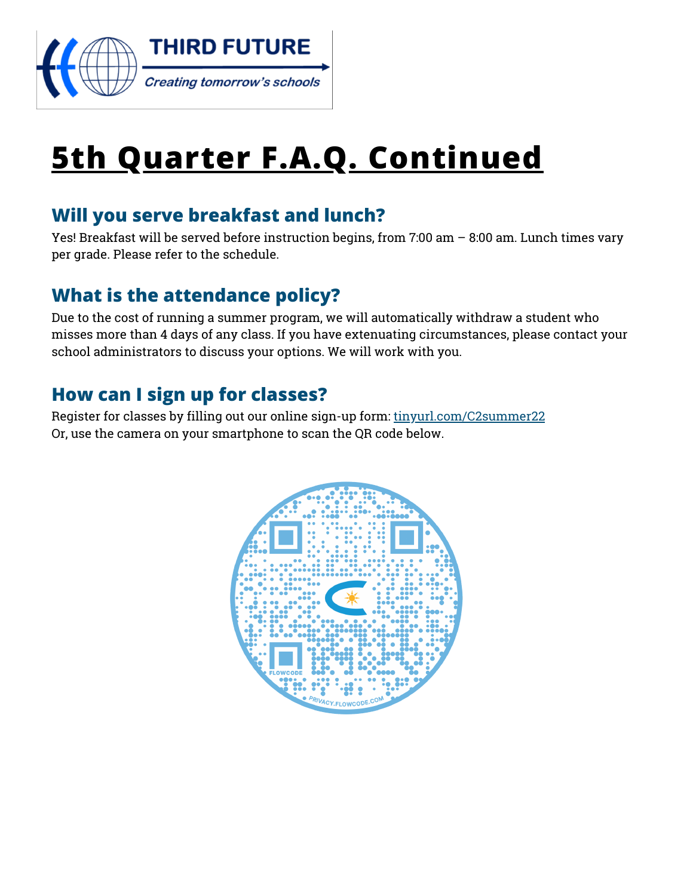# 5th Quarter F.A.Q. Continued

## Will you serve breakfast and lunch?

Yes! Breakfast will be served before instruction begins, from 7:00 am – 8:00 am. Lunch times vary per grade. Please refer to the schedule.

## What is the attendance policy?

Due to the cost of running a summer program, we will automatically withdraw a student who misses more than 4 days of any class. If you have extenuating circumstances, please contact your school administrators to discuss your options. We will work with you.

## How can I sign up for classes?

Register for classes by filling out our online sign-up form: tinyurl.com/C2summer22
Or, use the camera on your smartphone to scan the QR code below.